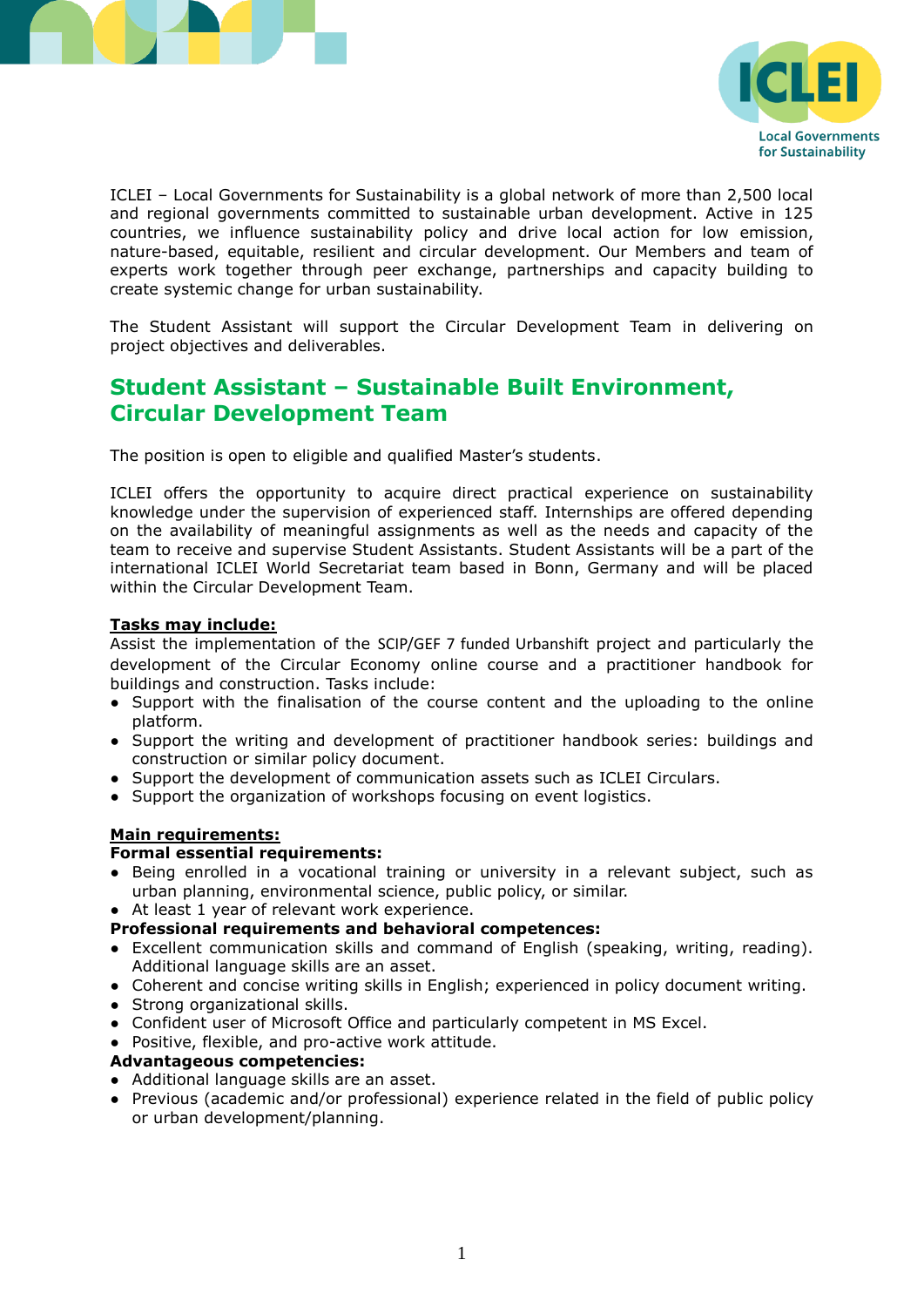ICLEI – Local Governments for Sustainability is a global network of more than 2,500 local and regional governments committed to sustainable urban development. Active in 125 countries, we influence sustainability policy and drive local action for low emission, nature-based, equitable, resilient and circular development. Our Members and team of experts work together through peer exchange, partnerships and capacity building to create systemic change for urban sustainability.

The Student Assistant will support the Circular Development Team in delivering on project objectives and deliverables.

## Student Assistant – Sustainable Built Environment, Circular Development Team

The position is open to eligible and qualified Master's students.

ICLEI offers the opportunity to acquire direct practical experience on sustainability knowledge under the supervision of experienced staff. Internships are offered depending on the availability of meaningful assignments as well as the needs and capacity of the team to receive and supervise Student Assistants. Student Assistants will be a part of the international ICLEI World Secretariat team based in Bonn, Germany and will be placed within the Circular Development Team.

**Tasks may include:**

Assist the implementation of the SCIP/GEF 7 funded Urbanshift project and particularly the development of the Circular Economy online course and a practitioner handbook for buildings and construction. Tasks include:

- Support with the finalisation of the course content and the uploading to the online platform.
- Support the writing and development of practitioner handbook series: buildings and construction or similar policy document.
- Support the development of communication assets such as ICLEI Circulars.
- Support the organization of workshops focusing on event logistics.

**Main requirements:**

**Formal essential requirements:**

- Being enrolled in a vocational training or university in a relevant subject, such as urban planning, environmental science, public policy, or similar.
- At least 1 year of relevant work experience.

**Professional requirements and behavioral competences:**

- Excellent communication skills and command of English (speaking, writing, reading). Additional language skills are an asset.
- Coherent and concise writing skills in English; experienced in policy document writing.
- Strong organizational skills.
- Confident user of Microsoft Office and particularly competent in MS Excel.
- Positive, flexible, and pro-active work attitude.

**Advantageous competencies:**

- Additional language skills are an asset.
- Previous (academic and/or professional) experience related in the field of public policy or urban development/planning.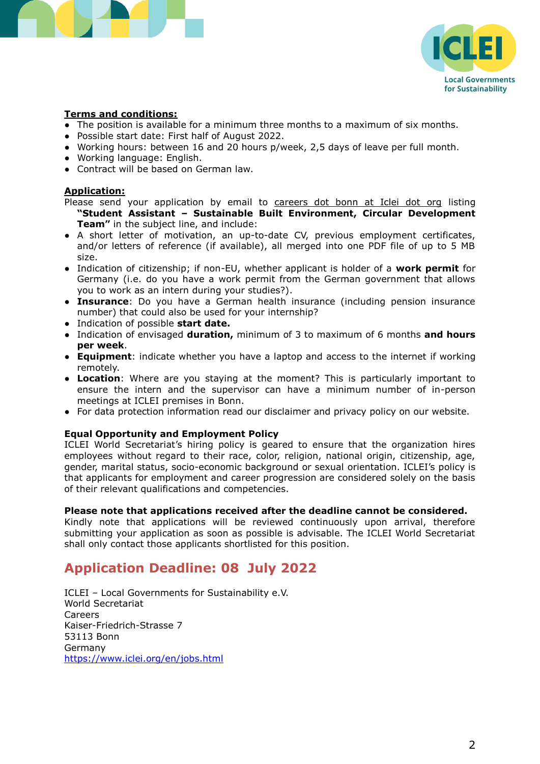**Terms and conditions:**

- The position is available for a minimum three months to a maximum of six months.
- Possible start date: First half of August 2022.
- Working hours: between 16 and 20 hours p/week, 2,5 days of leave per full month.
- Working language: English.
- Contract will be based on German law.

**Application:**

Please send your application by email to careers dot bonn at Iclei dot org listing **"Student Assistant – Sustainable Built Environment, Circular Development Team"** in the subject line, and include:

- A short letter of motivation, an up-to-date CV, previous employment certificates, and/or letters of reference (if available), all merged into one PDF file of up to 5 MB size.
- Indication of citizenship; if non-EU, whether applicant is holder of a **work permit** for Germany (i.e. do you have a work permit from the German government that allows you to work as an intern during your studies?).
- **Insurance**: Do you have a German health insurance (including pension insurance number) that could also be used for your internship?
- Indication of possible **start date.**
- Indication of envisaged **duration,** minimum of 3 to maximum of 6 months **and hours per week**.
- **Equipment**: indicate whether you have a laptop and access to the internet if working remotely.
- **Location**: Where are you staying at the moment? This is particularly important to ensure the intern and the supervisor can have a minimum number of in-person meetings at ICLEI premises in Bonn.
- For data protection information read our disclaimer and privacy policy on our website.

**Equal Opportunity and Employment Policy**

ICLEI World Secretariat's hiring policy is geared to ensure that the organization hires employees without regard to their race, color, religion, national origin, citizenship, age, gender, marital status, socio-economic background or sexual orientation. ICLEI's policy is that applicants for employment and career progression are considered solely on the basis of their relevant qualifications and competencies.

**Please note that applications received after the deadline cannot be considered.**

Kindly note that applications will be reviewed continuously upon arrival, therefore submitting your application as soon as possible is advisable. The ICLEI World Secretariat shall only contact those applicants shortlisted for this position.

## Application Deadline: 08 July 2022

ICLEI – Local Governments for Sustainability e.V.
World Secretariat
Careers
Kaiser-Friedrich-Strasse 7
53113 Bonn
Germany
https://www.iclei.org/en/jobs.html